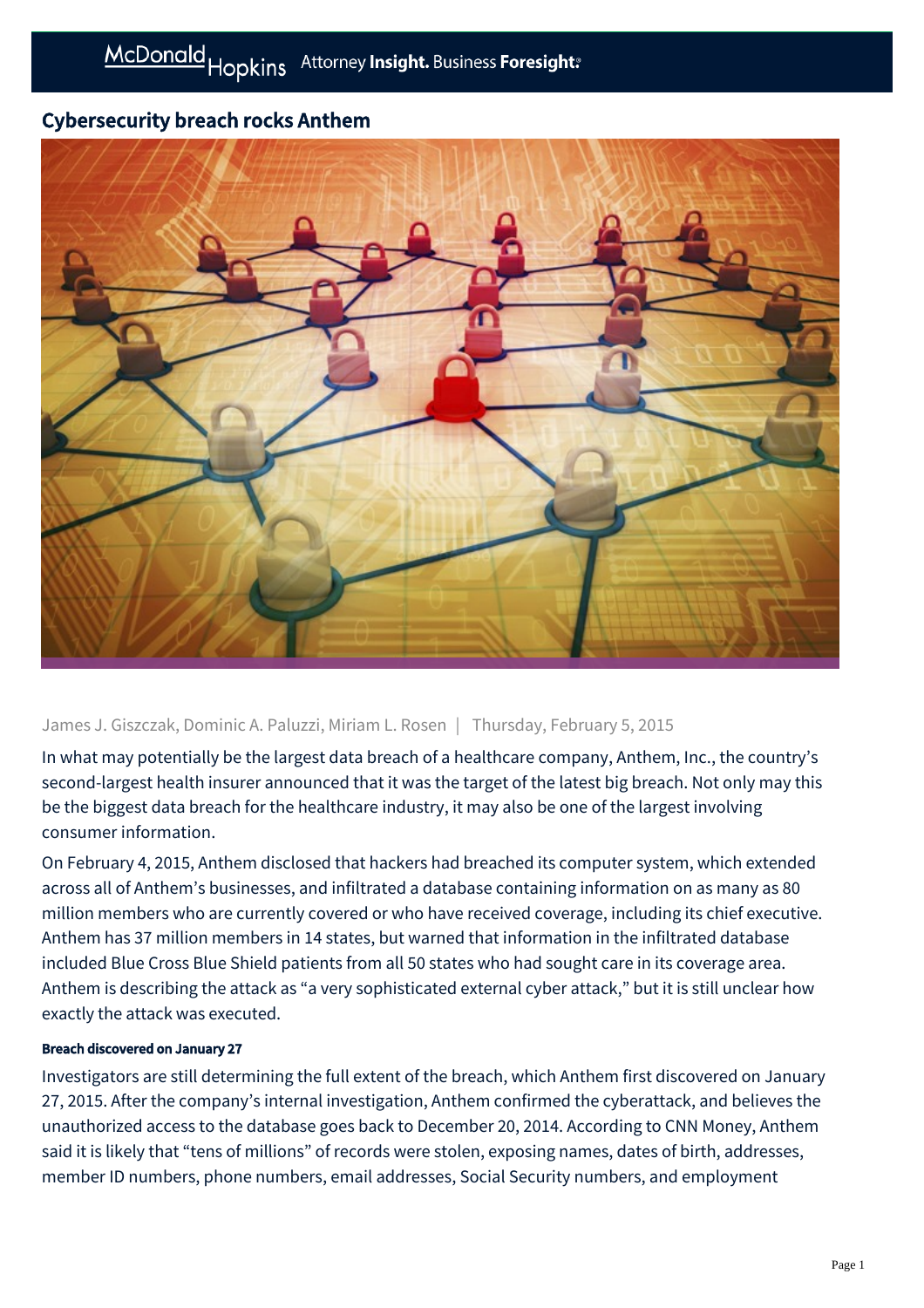# Cybersecurity breach rocks Anthem

James J. Giszczak, Dominic A. Paluzzi, Miriam L. Rosen | Thursday, February 5, 2015

In what may potentially be the largest data breach of a healthcare company, Anthem, Inc., the country's second-largest health insurer announced that it was the target of the latest big breach. Not only may this be the biggest data breach for the healthcare industry, it may also be one of the largest involving consumer information.

On February 4, 2015, Anthem disclosed that hackers had breached its computer system, which extended across all of Anthem's businesses, and infiltrated a database containing information on as many as 80 million members who are currently covered or who have received coverage, including its chief executive. Anthem has 37 million members in 14 states, but warned that information in the infiltrated database included Blue Cross Blue Shield patients from all 50 states who had sought care in its coverage area. Anthem is describing the attack as "a very sophisticated external cyber attack," but it is still unclear how exactly the attack was executed.

#### Breach discovered on January 27

Investigators are still determining the full extent of the breach, which Anthem first discovered on January 27, 2015. After the company's internal investigation, Anthem confirmed the cyberattack, and believes the unauthorized access to the database goes back to December 20, 2014. According to CNN Money, Anthem said it is likely that "tens of millions" of records were stolen, exposing names, dates of birth, addresses, member ID numbers, phone numbers, email addresses, Social Security numbers, and employment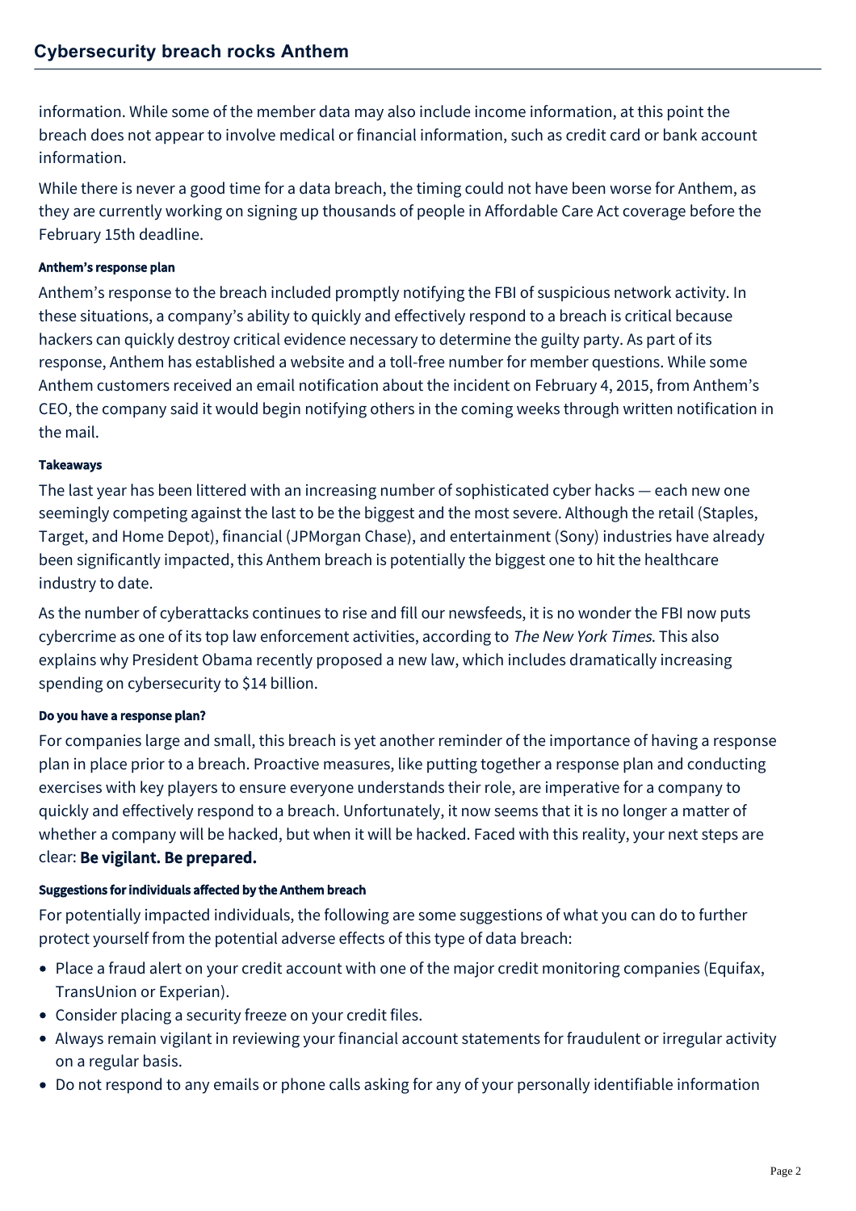information. While some of the member data may also include income information, at this point the breach does not appear to involve medical or financial information, such as credit card or bank account information.

While there is never a good time for a data breach, the timing could not have been worse for Anthem, as they are currently working on signing up thousands of people in Affordable Care Act coverage before the February 15th deadline.

#### Anthem's response plan

Anthem's response to the breach included promptly notifying the FBI of suspicious network activity. In these situations, a company's ability to quickly and effectively respond to a breach is critical because hackers can quickly destroy critical evidence necessary to determine the guilty party. As part of its response, Anthem has established a website and a toll-free number for member questions. While some Anthem customers received an email notification about the incident on February 4, 2015, from Anthem's CEO, the company said it would begin notifying others in the coming weeks through written notification in the mail.

#### Takeaways

The last year has been littered with an increasing number of sophisticated cyber hacks — each new one seemingly competing against the last to be the biggest and the most severe. Although the retail (Staples, Target, and Home Depot), financial (JPMorgan Chase), and entertainment (Sony) industries have already been significantly impacted, this Anthem breach is potentially the biggest one to hit the healthcare industry to date.

As the number of cyberattacks continues to rise and fill our newsfeeds, it is no wonder the FBI now puts cybercrime as one of its top law enforcement activities, according to *The New York Times*. This also explains why President Obama recently proposed a new law, which includes dramatically increasing spending on cybersecurity to $14 billion.

#### Do you have a response plan?

For companies large and small, this breach is yet another reminder of the importance of having a response plan in place prior to a breach. Proactive measures, like putting together a response plan and conducting exercises with key players to ensure everyone understands their role, are imperative for a company to quickly and effectively respond to a breach. Unfortunately, it now seems that it is no longer a matter of whether a company will be hacked, but when it will be hacked. Faced with this reality, your next steps are clear: **Be vigilant. Be prepared.**

#### Suggestions for individuals affected by the Anthem breach

For potentially impacted individuals, the following are some suggestions of what you can do to further protect yourself from the potential adverse effects of this type of data breach:

- Place a fraud alert on your credit account with one of the major credit monitoring companies (Equifax, TransUnion or Experian).
- Consider placing a security freeze on your credit files.
- Always remain vigilant in reviewing your financial account statements for fraudulent or irregular activity on a regular basis.
- Do not respond to any emails or phone calls asking for any of your personally identifiable information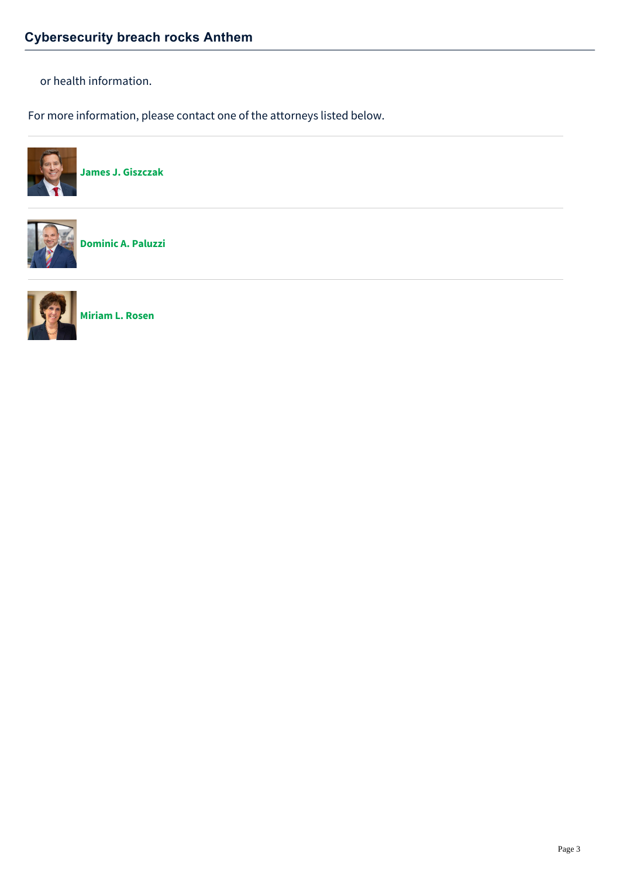or health information.

For more information, please contact one of the attorneys listed below.

**James J. Giszczak**

**Dominic A. Paluzzi**

**Miriam L. Rosen**